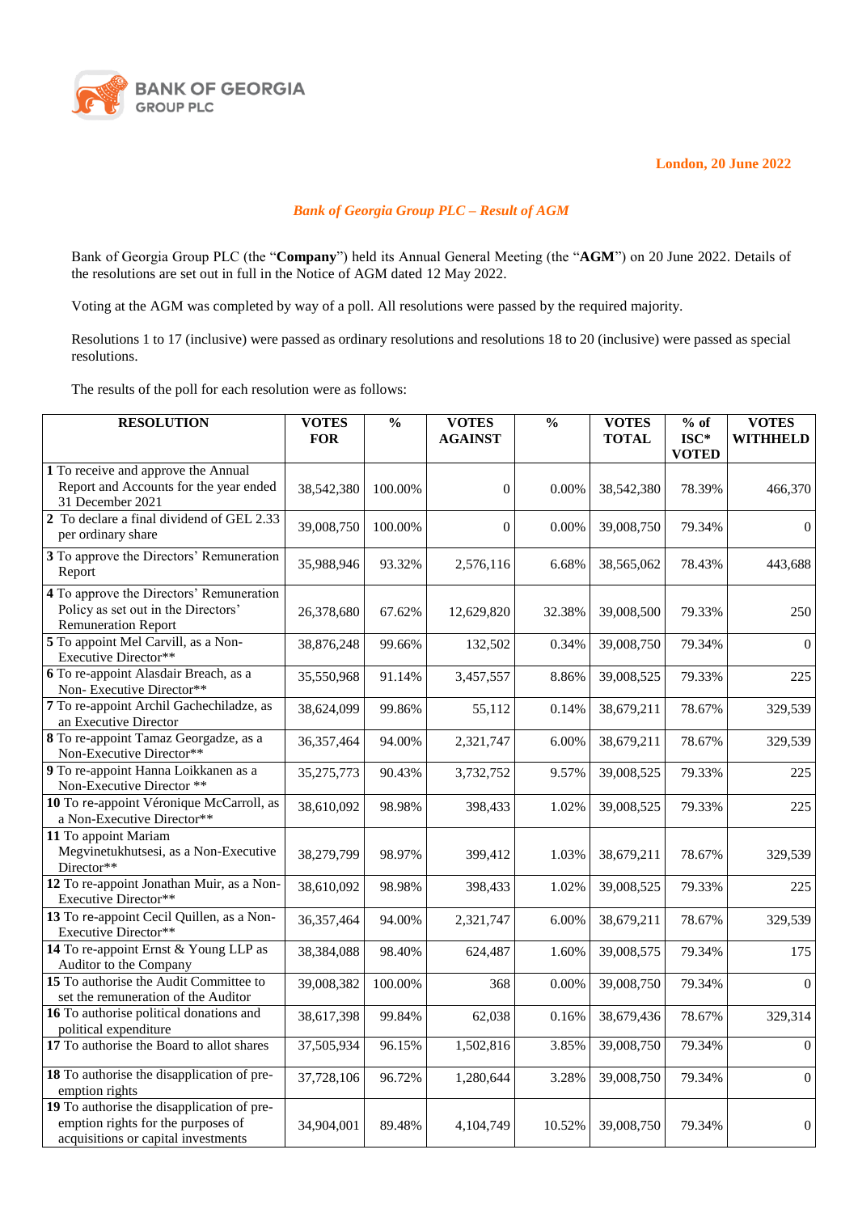**BANK OF GEORGIA GROUP PLC**

**London, 20 June 2022**

***Bank of Georgia Group PLC – Result of AGM***

Bank of Georgia Group PLC (the "**Company**") held its Annual General Meeting (the "**AGM**") on 20 June 2022. Details of the resolutions are set out in full in the Notice of AGM dated 12 May 2022.

Voting at the AGM was completed by way of a poll. All resolutions were passed by the required majority.

Resolutions 1 to 17 (inclusive) were passed as ordinary resolutions and resolutions 18 to 20 (inclusive) were passed as special resolutions.

The results of the poll for each resolution were as follows:

| RESOLUTION | VOTES FOR | % | VOTES AGAINST | % | VOTES TOTAL | % of ISC* VOTED | VOTES WITHHELD |
|---|---|---|---|---|---|---|---|
| **1** To receive and approve the Annual Report and Accounts for the year ended 31 December 2021 | 38,542,380 | 100.00% | 0 | 0.00% | 38,542,380 | 78.39% | 466,370 |
| **2** To declare a final dividend of GEL 2.33 per ordinary share | 39,008,750 | 100.00% | 0 | 0.00% | 39,008,750 | 79.34% | 0 |
| **3** To approve the Directors' Remuneration Report | 35,988,946 | 93.32% | 2,576,116 | 6.68% | 38,565,062 | 78.43% | 443,688 |
| **4** To approve the Directors' Remuneration Policy as set out in the Directors' Remuneration Report | 26,378,680 | 67.62% | 12,629,820 | 32.38% | 39,008,500 | 79.33% | 250 |
| **5** To appoint Mel Carvill, as a Non-Executive Director** | 38,876,248 | 99.66% | 132,502 | 0.34% | 39,008,750 | 79.34% | 0 |
| **6** To re-appoint Alasdair Breach, as a Non- Executive Director** | 35,550,968 | 91.14% | 3,457,557 | 8.86% | 39,008,525 | 79.33% | 225 |
| **7** To re-appoint Archil Gachechiladze, as an Executive Director | 38,624,099 | 99.86% | 55,112 | 0.14% | 38,679,211 | 78.67% | 329,539 |
| **8** To re-appoint Tamaz Georgadze, as a Non-Executive Director** | 36,357,464 | 94.00% | 2,321,747 | 6.00% | 38,679,211 | 78.67% | 329,539 |
| **9** To re-appoint Hanna Loikkanen as a Non-Executive Director ** | 35,275,773 | 90.43% | 3,732,752 | 9.57% | 39,008,525 | 79.33% | 225 |
| **10** To re-appoint Véronique McCarroll, as a Non-Executive Director** | 38,610,092 | 98.98% | 398,433 | 1.02% | 39,008,525 | 79.33% | 225 |
| **11** To appoint Mariam Megvinetukhutsesi, as a Non-Executive Director** | 38,279,799 | 98.97% | 399,412 | 1.03% | 38,679,211 | 78.67% | 329,539 |
| **12** To re-appoint Jonathan Muir, as a Non-Executive Director** | 38,610,092 | 98.98% | 398,433 | 1.02% | 39,008,525 | 79.33% | 225 |
| **13** To re-appoint Cecil Quillen, as a Non-Executive Director** | 36,357,464 | 94.00% | 2,321,747 | 6.00% | 38,679,211 | 78.67% | 329,539 |
| **14** To re-appoint Ernst & Young LLP as Auditor to the Company | 38,384,088 | 98.40% | 624,487 | 1.60% | 39,008,575 | 79.34% | 175 |
| **15** To authorise the Audit Committee to set the remuneration of the Auditor | 39,008,382 | 100.00% | 368 | 0.00% | 39,008,750 | 79.34% | 0 |
| **16** To authorise political donations and political expenditure | 38,617,398 | 99.84% | 62,038 | 0.16% | 38,679,436 | 78.67% | 329,314 |
| **17** To authorise the Board to allot shares | 37,505,934 | 96.15% | 1,502,816 | 3.85% | 39,008,750 | 79.34% | 0 |
| **18** To authorise the disapplication of pre-emption rights | 37,728,106 | 96.72% | 1,280,644 | 3.28% | 39,008,750 | 79.34% | 0 |
| **19** To authorise the disapplication of pre-emption rights for the purposes of acquisitions or capital investments | 34,904,001 | 89.48% | 4,104,749 | 10.52% | 39,008,750 | 79.34% | 0 |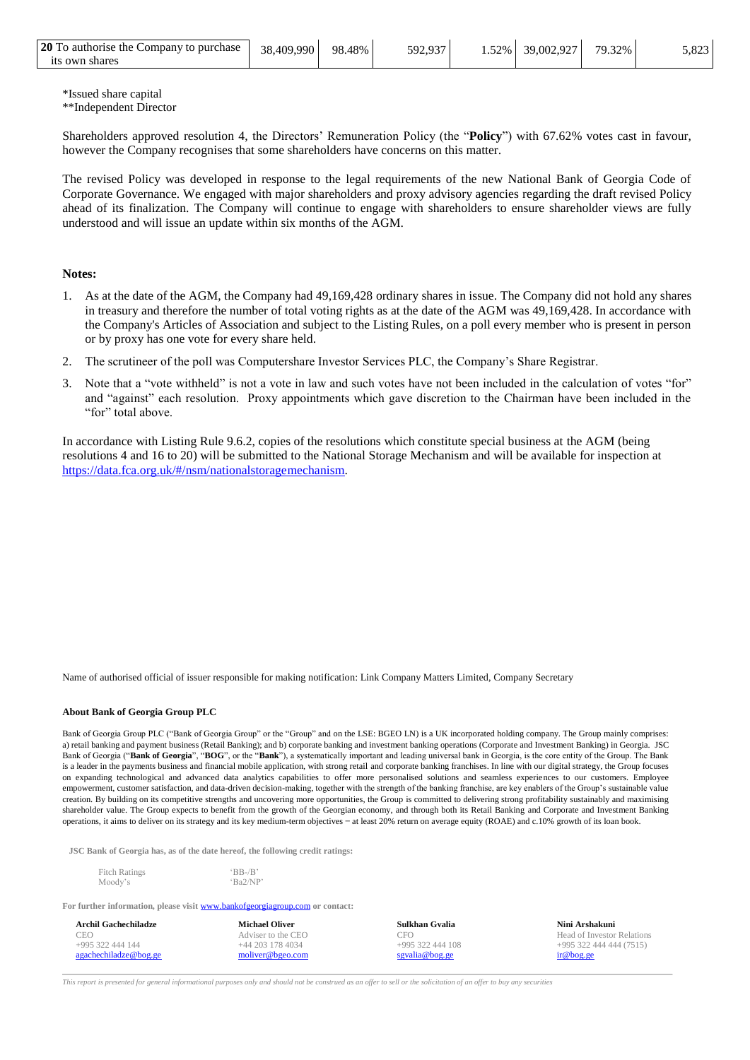| | | | | | | | |
|---|---|---|---|---|---|---|---|
| **20** To authorise the Company to purchase its own shares | 38,409,990 | 98.48% | 592,937 | 1.52% | 39,002,927 | 79.32% | 5,823 |

*Issued share capital
**Independent Director

Shareholders approved resolution 4, the Directors' Remuneration Policy (the "**Policy**") with 67.62% votes cast in favour, however the Company recognises that some shareholders have concerns on this matter.

The revised Policy was developed in response to the legal requirements of the new National Bank of Georgia Code of Corporate Governance. We engaged with major shareholders and proxy advisory agencies regarding the draft revised Policy ahead of its finalization. The Company will continue to engage with shareholders to ensure shareholder views are fully understood and will issue an update within six months of the AGM.

**Notes:**

1. As at the date of the AGM, the Company had 49,169,428 ordinary shares in issue. The Company did not hold any shares in treasury and therefore the number of total voting rights as at the date of the AGM was 49,169,428. In accordance with the Company's Articles of Association and subject to the Listing Rules, on a poll every member who is present in person or by proxy has one vote for every share held.
2. The scrutineer of the poll was Computershare Investor Services PLC, the Company's Share Registrar.
3. Note that a "vote withheld" is not a vote in law and such votes have not been included in the calculation of votes "for" and "against" each resolution. Proxy appointments which gave discretion to the Chairman have been included in the "for" total above.

In accordance with Listing Rule 9.6.2, copies of the resolutions which constitute special business at the AGM (being resolutions 4 and 16 to 20) will be submitted to the National Storage Mechanism and will be available for inspection at https://data.fca.org.uk/#/nsm/nationalstoragemechanism.

Name of authorised official of issuer responsible for making notification: Link Company Matters Limited, Company Secretary

**About Bank of Georgia Group PLC**

Bank of Georgia Group PLC ("Bank of Georgia Group" or the "Group" and on the LSE: BGEO LN) is a UK incorporated holding company. The Group mainly comprises: a) retail banking and payment business (Retail Banking); and b) corporate banking and investment banking operations (Corporate and Investment Banking) in Georgia. JSC Bank of Georgia ("**Bank of Georgia**", "**BOG**", or the "**Bank**"), a systematically important and leading universal bank in Georgia, is the core entity of the Group. The Bank is a leader in the payments business and financial mobile application, with strong retail and corporate banking franchises. In line with our digital strategy, the Group focuses on expanding technological and advanced data analytics capabilities to offer more personalised solutions and seamless experiences to our customers. Employee empowerment, customer satisfaction, and data-driven decision-making, together with the strength of the banking franchise, are key enablers of the Group's sustainable value creation. By building on its competitive strengths and uncovering more opportunities, the Group is committed to delivering strong profitability sustainably and maximising shareholder value. The Group expects to benefit from the growth of the Georgian economy, and through both its Retail Banking and Corporate and Investment Banking operations, it aims to deliver on its strategy and its key medium-term objectives – at least 20% return on average equity (ROAE) and c.10% growth of its loan book.

**JSC Bank of Georgia has, as of the date hereof, the following credit ratings:**

| | |
|---|---|
| Fitch Ratings | 'BB-/B' |
| Moody's | 'Ba2/NP' |

**For further information, please visit www.bankofgeorgiagroup.com or contact:**

**Archil Gachechiladze**
CEO
+995 322 444 144
agachechiladze@bog.ge

**Michael Oliver**
Adviser to the CEO
+44 203 178 4034
moliver@bgeo.com

**Sulkhan Gvalia**
CFO
+995 322 444 108
sgvalia@bog.ge

**Nini Arshakuni**
Head of Investor Relations
+995 322 444 444 (7515)
ir@bog.ge

*This report is presented for general informational purposes only and should not be construed as an offer to sell or the solicitation of an offer to buy any securities*